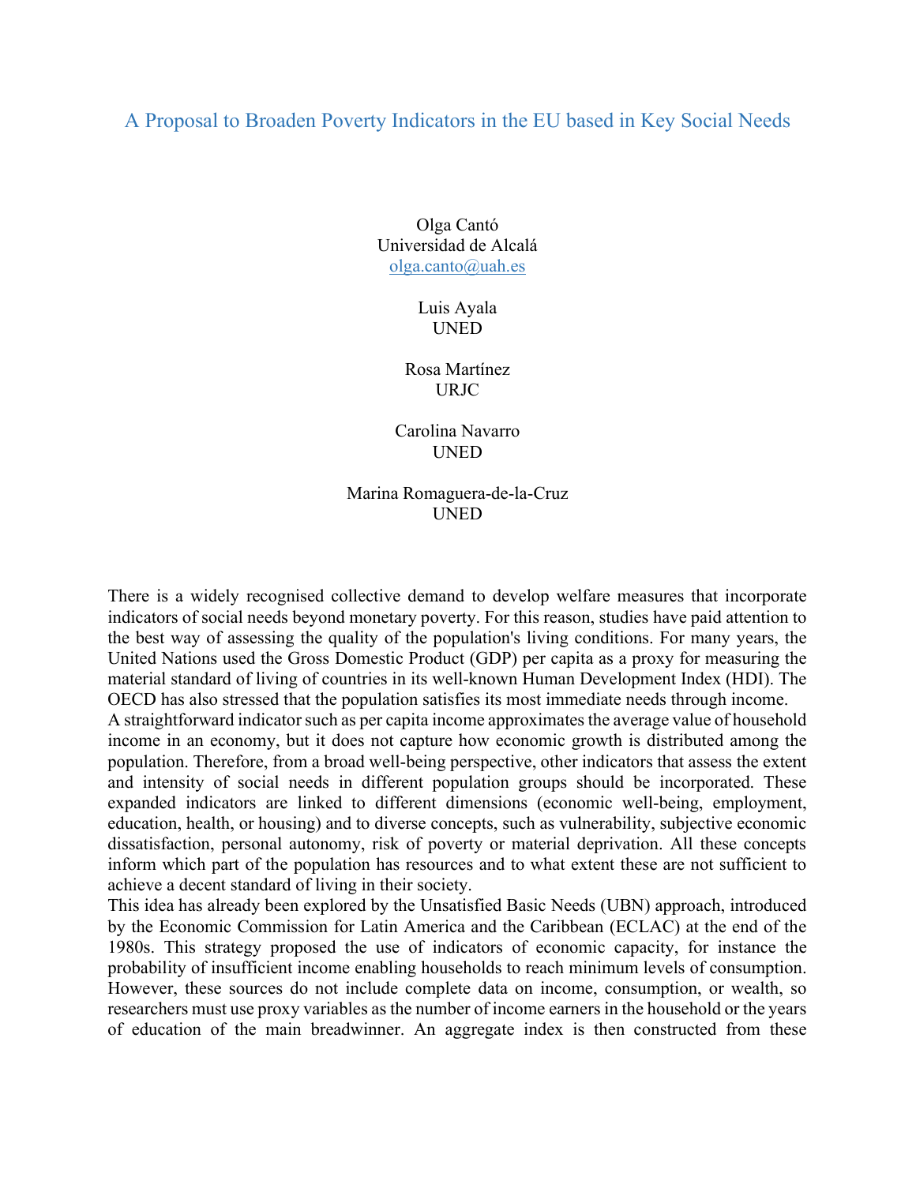# A Proposal to Broaden Poverty Indicators in the EU based in Key Social Needs

Olga Cantó
Universidad de Alcalá
olga.canto@uah.es

Luis Ayala
UNED

Rosa Martínez
URJC

Carolina Navarro
UNED

Marina Romaguera-de-la-Cruz
UNED

There is a widely recognised collective demand to develop welfare measures that incorporate indicators of social needs beyond monetary poverty. For this reason, studies have paid attention to the best way of assessing the quality of the population's living conditions. For many years, the United Nations used the Gross Domestic Product (GDP) per capita as a proxy for measuring the material standard of living of countries in its well-known Human Development Index (HDI). The OECD has also stressed that the population satisfies its most immediate needs through income.

A straightforward indicator such as per capita income approximates the average value of household income in an economy, but it does not capture how economic growth is distributed among the population. Therefore, from a broad well-being perspective, other indicators that assess the extent and intensity of social needs in different population groups should be incorporated. These expanded indicators are linked to different dimensions (economic well-being, employment, education, health, or housing) and to diverse concepts, such as vulnerability, subjective economic dissatisfaction, personal autonomy, risk of poverty or material deprivation. All these concepts inform which part of the population has resources and to what extent these are not sufficient to achieve a decent standard of living in their society.

This idea has already been explored by the Unsatisfied Basic Needs (UBN) approach, introduced by the Economic Commission for Latin America and the Caribbean (ECLAC) at the end of the 1980s. This strategy proposed the use of indicators of economic capacity, for instance the probability of insufficient income enabling households to reach minimum levels of consumption. However, these sources do not include complete data on income, consumption, or wealth, so researchers must use proxy variables as the number of income earners in the household or the years of education of the main breadwinner. An aggregate index is then constructed from these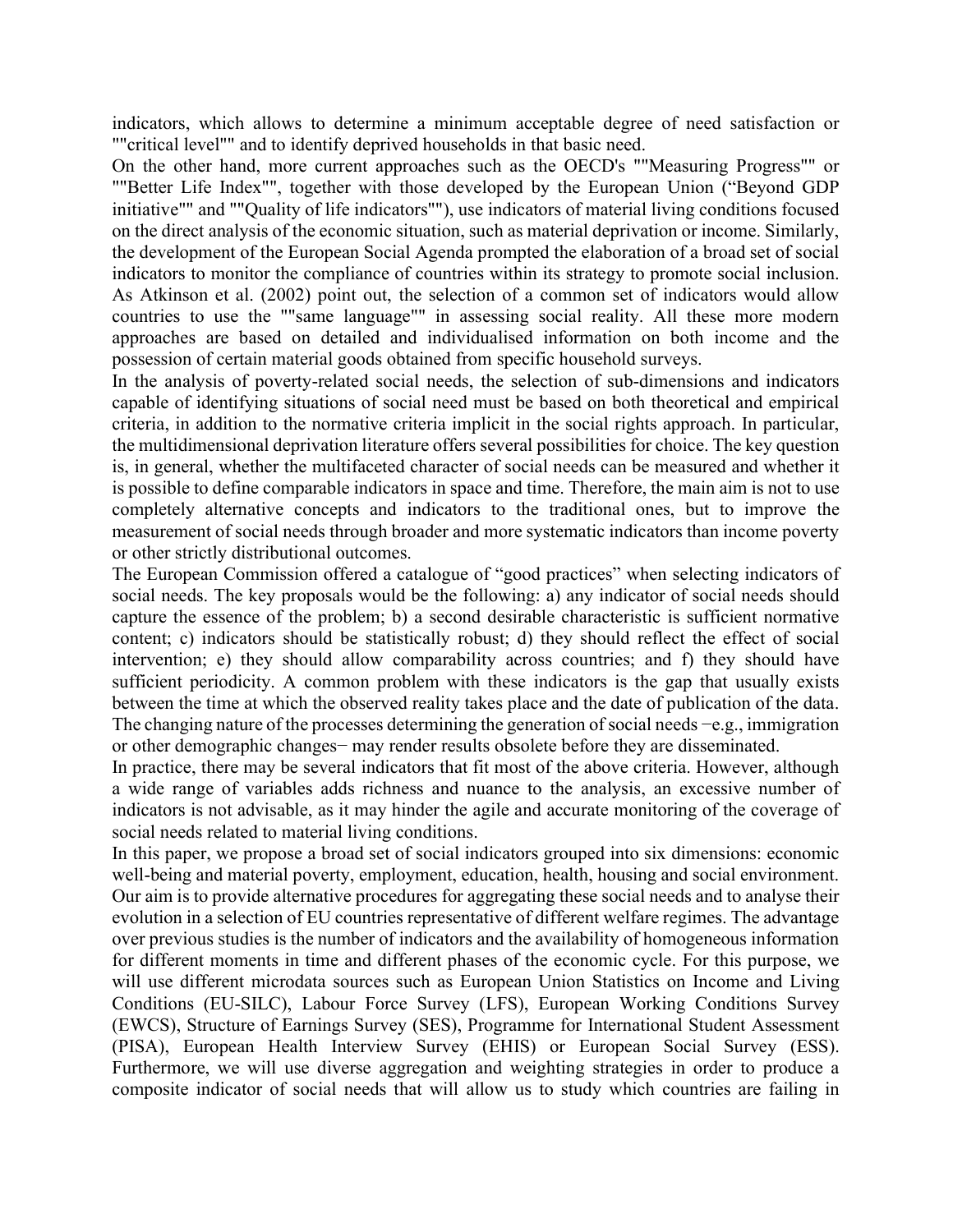indicators, which allows to determine a minimum acceptable degree of need satisfaction or ""critical level"" and to identify deprived households in that basic need.

On the other hand, more current approaches such as the OECD's ""Measuring Progress"" or ""Better Life Index"", together with those developed by the European Union ("Beyond GDP initiative"" and ""Quality of life indicators""), use indicators of material living conditions focused on the direct analysis of the economic situation, such as material deprivation or income. Similarly, the development of the European Social Agenda prompted the elaboration of a broad set of social indicators to monitor the compliance of countries within its strategy to promote social inclusion. As Atkinson et al. (2002) point out, the selection of a common set of indicators would allow countries to use the ""same language"" in assessing social reality. All these more modern approaches are based on detailed and individualised information on both income and the possession of certain material goods obtained from specific household surveys.

In the analysis of poverty-related social needs, the selection of sub-dimensions and indicators capable of identifying situations of social need must be based on both theoretical and empirical criteria, in addition to the normative criteria implicit in the social rights approach. In particular, the multidimensional deprivation literature offers several possibilities for choice. The key question is, in general, whether the multifaceted character of social needs can be measured and whether it is possible to define comparable indicators in space and time. Therefore, the main aim is not to use completely alternative concepts and indicators to the traditional ones, but to improve the measurement of social needs through broader and more systematic indicators than income poverty or other strictly distributional outcomes.

The European Commission offered a catalogue of "good practices" when selecting indicators of social needs. The key proposals would be the following: a) any indicator of social needs should capture the essence of the problem; b) a second desirable characteristic is sufficient normative content; c) indicators should be statistically robust; d) they should reflect the effect of social intervention; e) they should allow comparability across countries; and f) they should have sufficient periodicity. A common problem with these indicators is the gap that usually exists between the time at which the observed reality takes place and the date of publication of the data. The changing nature of the processes determining the generation of social needs −e.g., immigration or other demographic changes− may render results obsolete before they are disseminated.

In practice, there may be several indicators that fit most of the above criteria. However, although a wide range of variables adds richness and nuance to the analysis, an excessive number of indicators is not advisable, as it may hinder the agile and accurate monitoring of the coverage of social needs related to material living conditions.

In this paper, we propose a broad set of social indicators grouped into six dimensions: economic well-being and material poverty, employment, education, health, housing and social environment. Our aim is to provide alternative procedures for aggregating these social needs and to analyse their evolution in a selection of EU countries representative of different welfare regimes. The advantage over previous studies is the number of indicators and the availability of homogeneous information for different moments in time and different phases of the economic cycle. For this purpose, we will use different microdata sources such as European Union Statistics on Income and Living Conditions (EU-SILC), Labour Force Survey (LFS), European Working Conditions Survey (EWCS), Structure of Earnings Survey (SES), Programme for International Student Assessment (PISA), European Health Interview Survey (EHIS) or European Social Survey (ESS). Furthermore, we will use diverse aggregation and weighting strategies in order to produce a composite indicator of social needs that will allow us to study which countries are failing in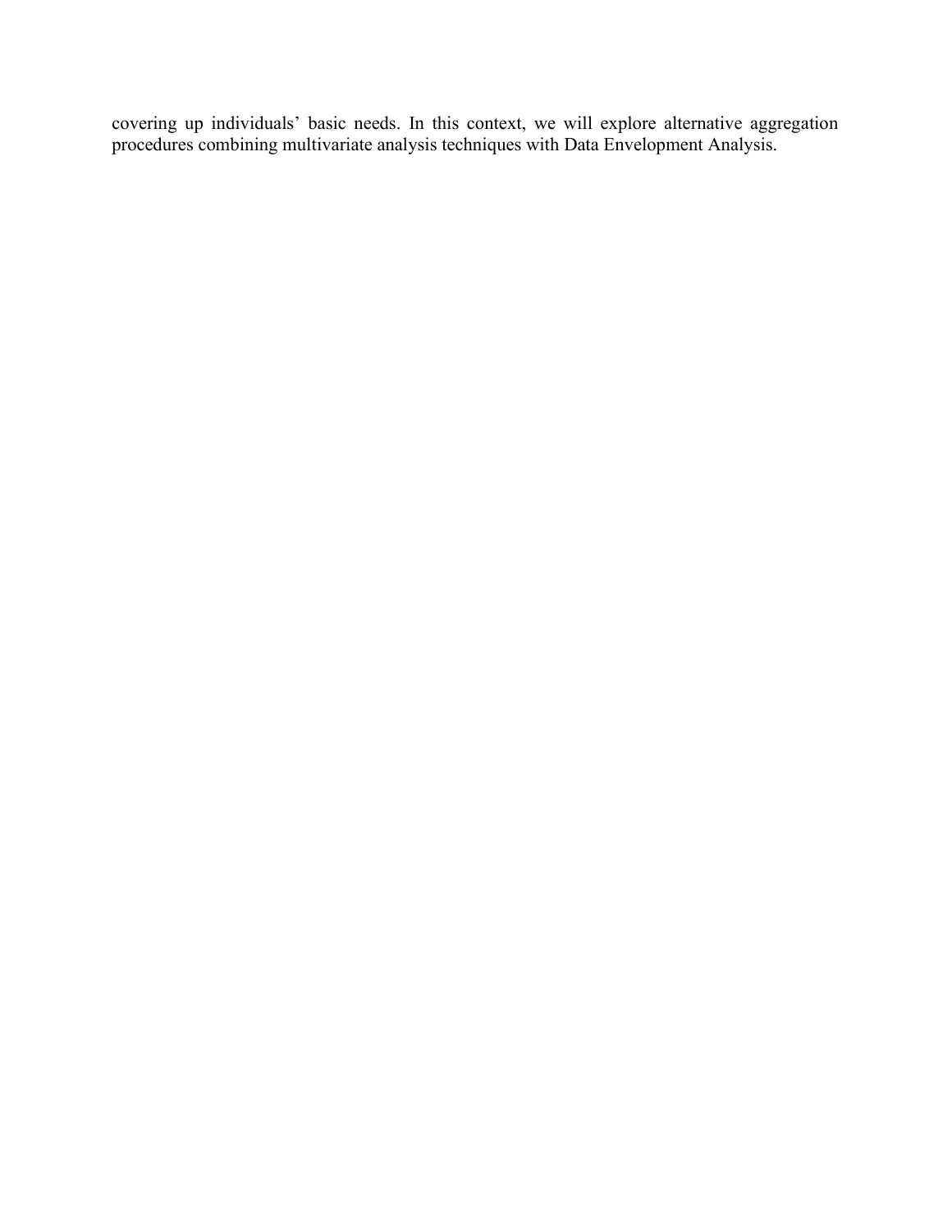covering up individuals' basic needs. In this context, we will explore alternative aggregation procedures combining multivariate analysis techniques with Data Envelopment Analysis.